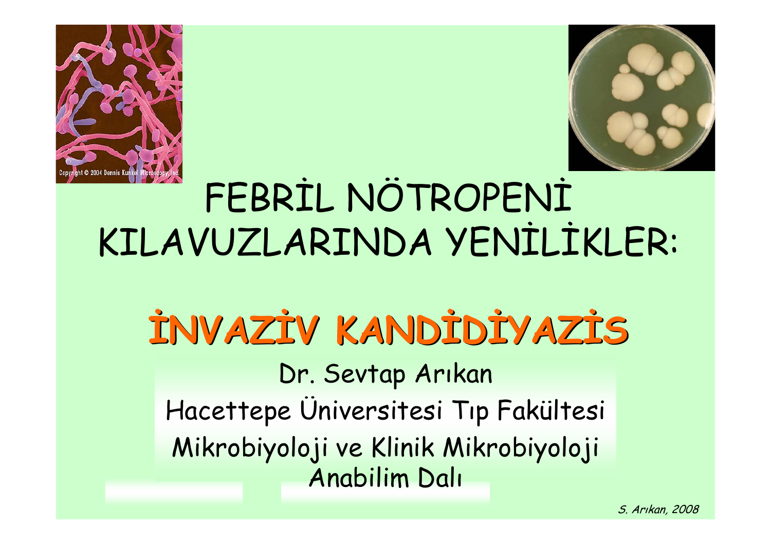# FEBRİL NÖTROPENİ KILAVUZLARINDA YENİLİKLER:

## **İNVAZİV KANDİDİYAZİS**

Dr. Sevtap Arıkan

Hacettepe Üniversitesi Tıp Fakültesi

Mikrobiyoloji ve Klinik Mikrobiyoloji Anabilim Dalı

*S. Arıkan, 2008*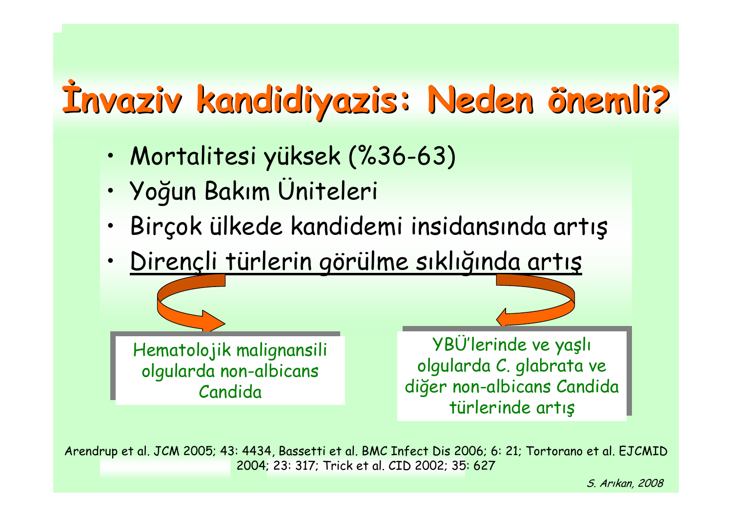# İnvaziv kandidiyazis: Neden önemli?

- Mortalitesi yüksek (%36-63)
- Yoğun Bakım Üniteleri
- Birçok ülkede kandidemi insidansında artış
- Dirençli türlerin görülme sıklığında artış

Hematolojik malignansili olgularda non-albicans Candida

YBÜ'lerinde ve yaşlı olgularda *C. glabrata* ve diğer non-albicans Candida türlerinde artış

Arendrup et al. JCM 2005; 43: 4434, Bassetti et al. BMC Infect Dis 2006; 6: 21; Tortorano et al. EJCMID 2004; 23: 317; Trick et al. CID 2002; 35: 627

*S. Arıkan, 2008*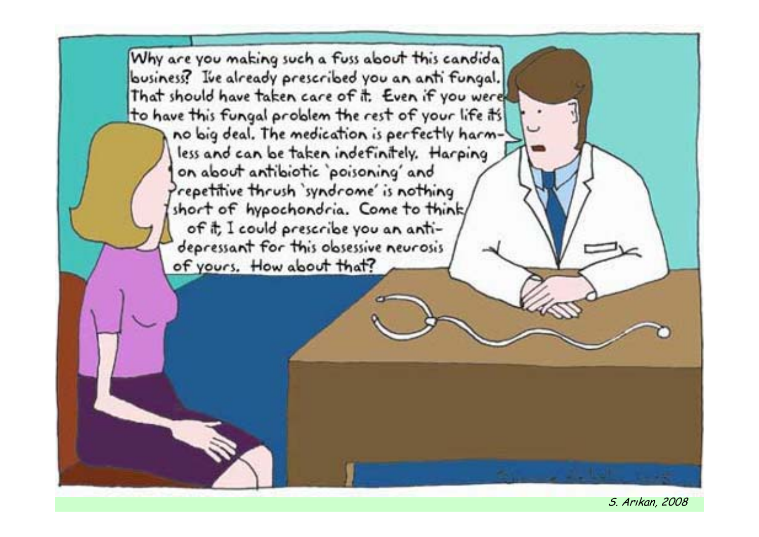Why are you making such a fuss about this candida business? I've already prescribed you an anti fungal. That should have taken care of it. Even if you were to have this fungal problem the rest of your life it's no big deal. The medication is perfectly harmless and can be taken indefinitely. Harping on about antibiotic 'poisoning' and repetitive thrush 'syndrome' is nothing short of hypochondria. Come to think of it, I could prescribe you an anti-depressant for this obsessive neurosis of yours. How about that?

*S. Arıkan, 2008*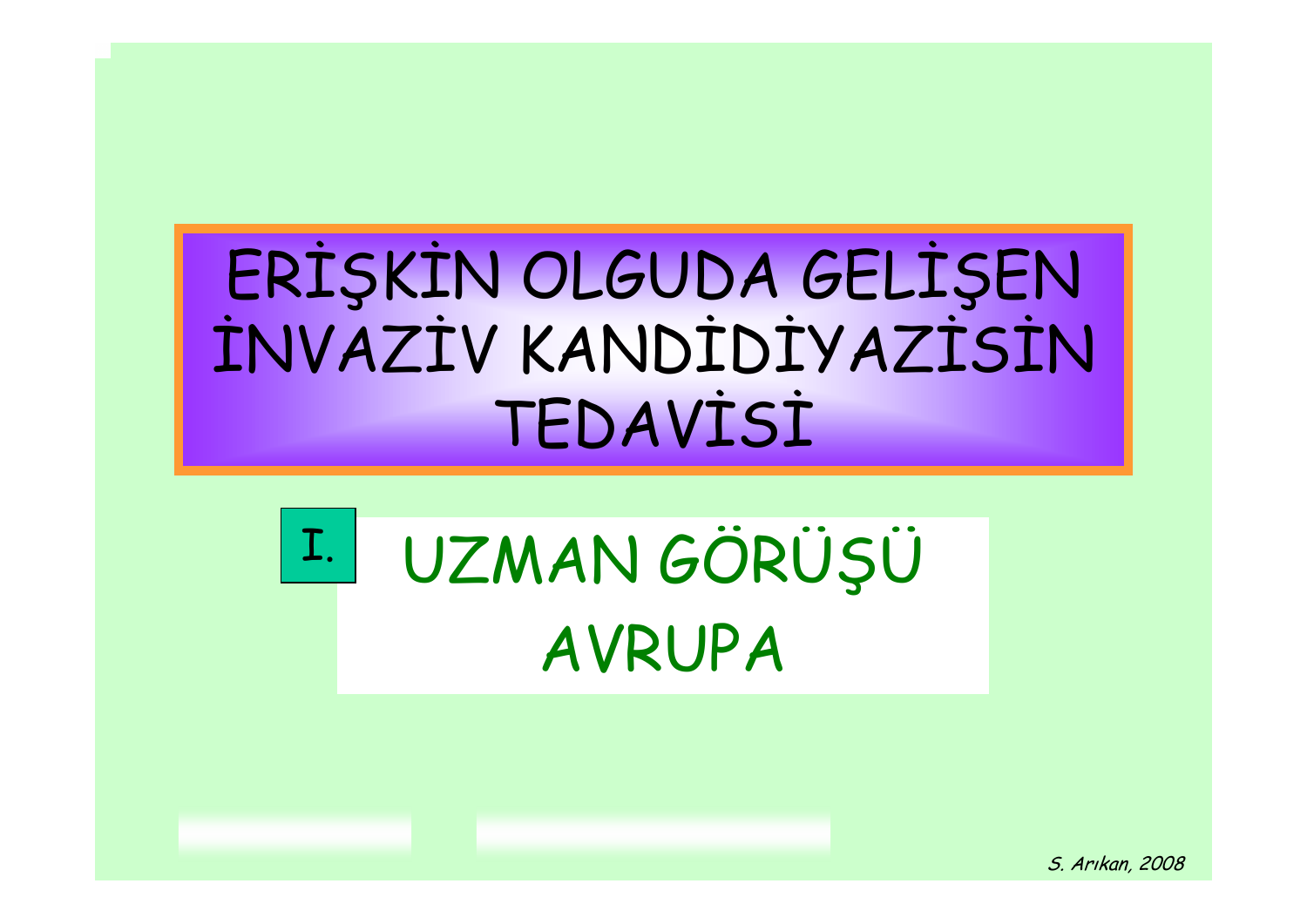# ERİŞKİN OLGUDA GELİŞEN İNVAZİV KANDİDİYAZİSİN TEDAVİSİ

## I. UZMAN GÖRÜŞÜ AVRUPA

*S. Arıkan, 2008*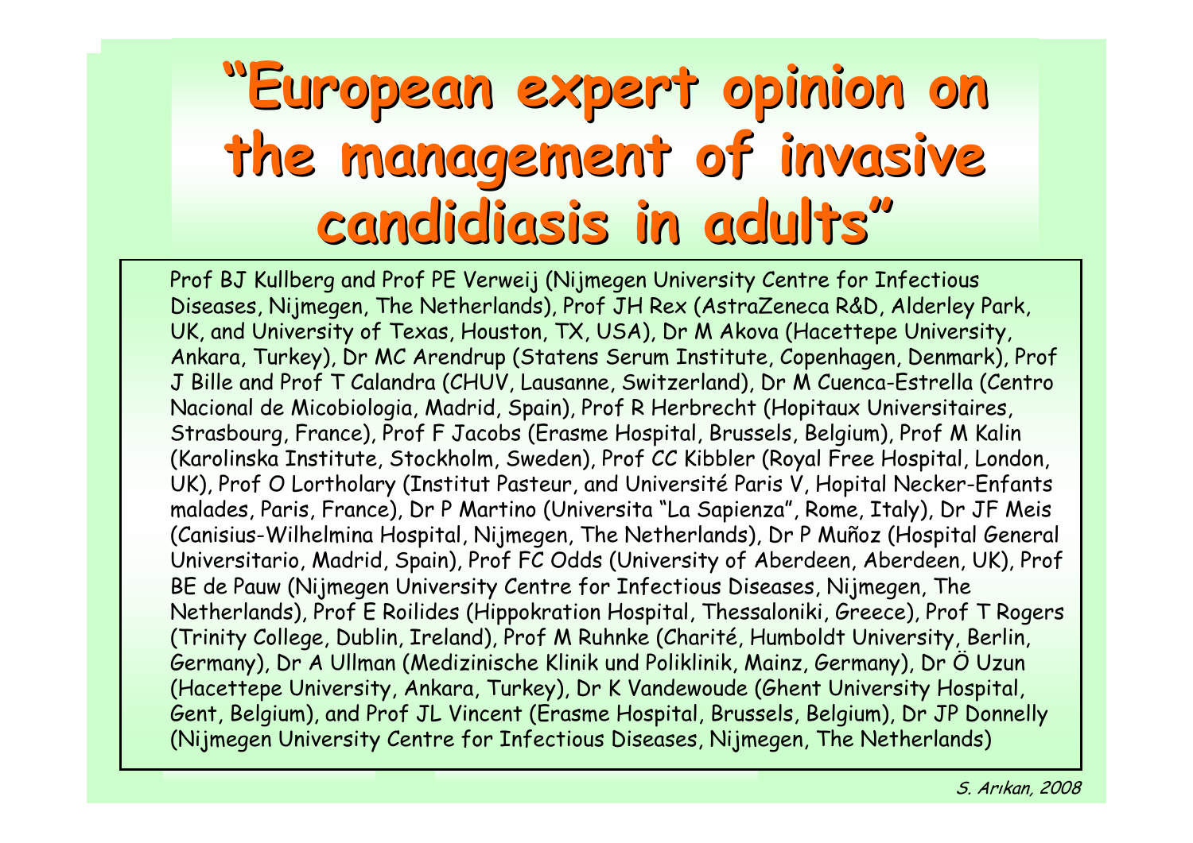# "European expert opinion on the management of invasive candidiasis in adults"

Prof BJ Kullberg and Prof PE Verweij (Nijmegen University Centre for Infectious Diseases, Nijmegen, The Netherlands), Prof JH Rex (AstraZeneca R&D, Alderley Park, UK, and University of Texas, Houston, TX, USA), Dr M Akova (Hacettepe University, Ankara, Turkey), Dr MC Arendrup (Statens Serum Institute, Copenhagen, Denmark), Prof J Bille and Prof T Calandra (CHUV, Lausanne, Switzerland), Dr M Cuenca-Estrella (Centro Nacional de Micobiologia, Madrid, Spain), Prof R Herbrecht (Hopitaux Universitaires, Strasbourg, France), Prof F Jacobs (Erasme Hospital, Brussels, Belgium), Prof M Kalin (Karolinska Institute, Stockholm, Sweden), Prof CC Kibbler (Royal Free Hospital, London, UK), Prof O Lortholary (Institut Pasteur, and Université Paris V, Hopital Necker-Enfants malades, Paris, France), Dr P Martino (Universita "La Sapienza", Rome, Italy), Dr JF Meis (Canisius-Wilhelmina Hospital, Nijmegen, The Netherlands), Dr P Muñoz (Hospital General Universitario, Madrid, Spain), Prof FC Odds (University of Aberdeen, Aberdeen, UK), Prof BE de Pauw (Nijmegen University Centre for Infectious Diseases, Nijmegen, The Netherlands), Prof E Roilides (Hippokration Hospital, Thessaloniki, Greece), Prof T Rogers (Trinity College, Dublin, Ireland), Prof M Ruhnke (Charité, Humboldt University, Berlin, Germany), Dr A Ullman (Medizinische Klinik und Poliklinik, Mainz, Germany), Dr Ö Uzun (Hacettepe University, Ankara, Turkey), Dr K Vandewoude (Ghent University Hospital, Gent, Belgium), and Prof JL Vincent (Erasme Hospital, Brussels, Belgium), Dr JP Donnelly (Nijmegen University Centre for Infectious Diseases, Nijmegen, The Netherlands)

*S. Arıkan, 2008*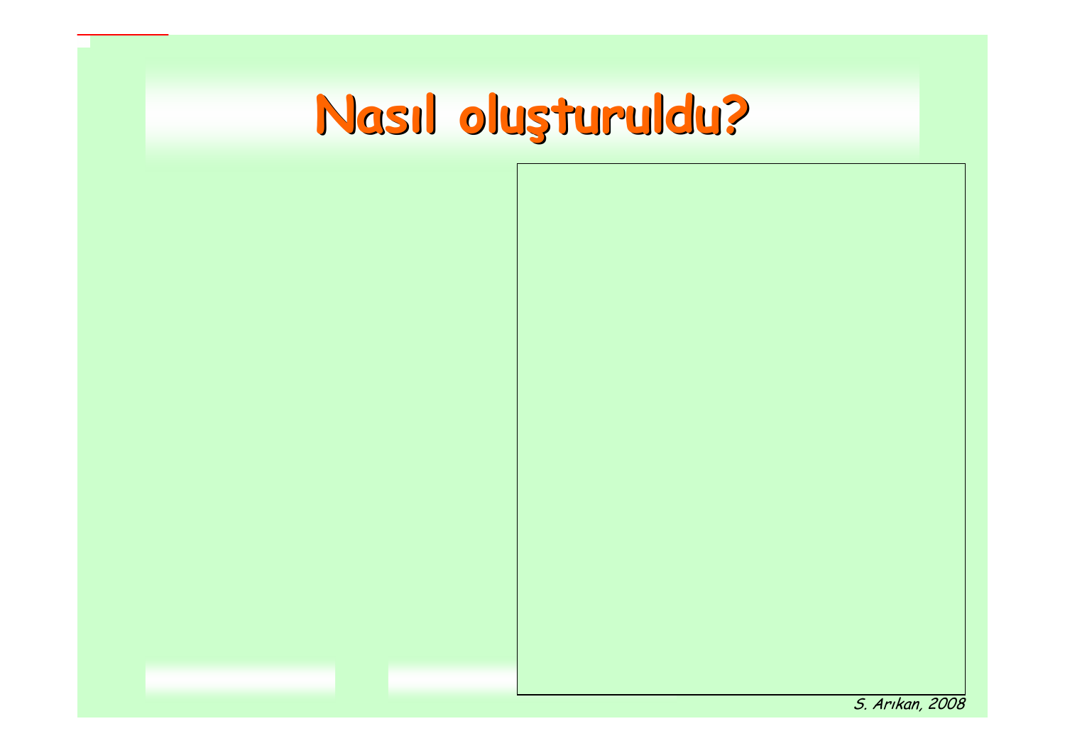# Nasıl oluşturuldu?

*S. Arıkan, 2008*